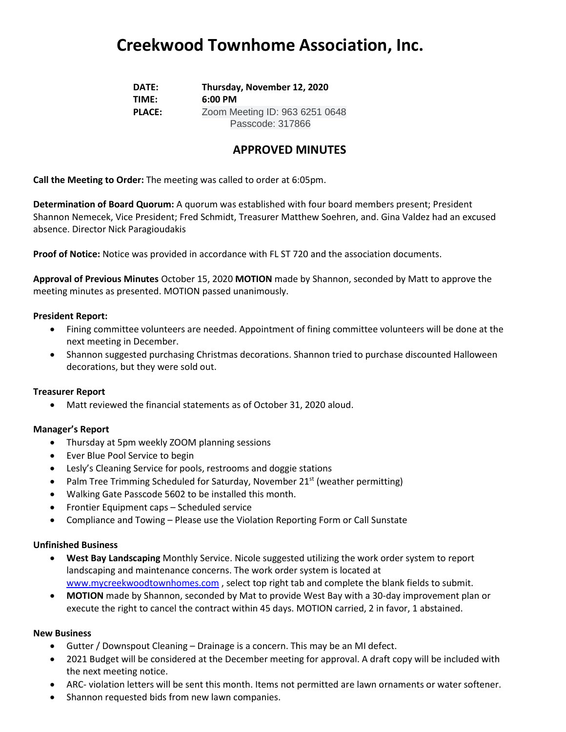# Creekwood Townhome Association, Inc.

**DATE:** **Thursday, November 12, 2020**
**TIME:** **6:00 PM**
**PLACE:** Zoom Meeting ID: 963 6251 0648
Passcode: 317866

## APPROVED MINUTES

**Call the Meeting to Order:** The meeting was called to order at 6:05pm.

**Determination of Board Quorum:** A quorum was established with four board members present; President Shannon Nemecek, Vice President; Fred Schmidt, Treasurer Matthew Soehren, and. Gina Valdez had an excused absence. Director Nick Paragioudakis

**Proof of Notice:** Notice was provided in accordance with FL ST 720 and the association documents.

**Approval of Previous Minutes** October 15, 2020 **MOTION** made by Shannon, seconded by Matt to approve the meeting minutes as presented. MOTION passed unanimously.

**President Report:**

- Fining committee volunteers are needed. Appointment of fining committee volunteers will be done at the next meeting in December.
- Shannon suggested purchasing Christmas decorations. Shannon tried to purchase discounted Halloween decorations, but they were sold out.

**Treasurer Report**

- Matt reviewed the financial statements as of October 31, 2020 aloud.

**Manager's Report**

- Thursday at 5pm weekly ZOOM planning sessions
- Ever Blue Pool Service to begin
- Lesly's Cleaning Service for pools, restrooms and doggie stations
- Palm Tree Trimming Scheduled for Saturday, November 21st (weather permitting)
- Walking Gate Passcode 5602 to be installed this month.
- Frontier Equipment caps – Scheduled service
- Compliance and Towing – Please use the Violation Reporting Form or Call Sunstate

**Unfinished Business**

- **West Bay Landscaping** Monthly Service. Nicole suggested utilizing the work order system to report landscaping and maintenance concerns. The work order system is located at www.mycreekwoodtownhomes.com , select top right tab and complete the blank fields to submit.
- **MOTION** made by Shannon, seconded by Mat to provide West Bay with a 30-day improvement plan or execute the right to cancel the contract within 45 days. MOTION carried, 2 in favor, 1 abstained.

**New Business**

- Gutter / Downspout Cleaning – Drainage is a concern. This may be an MI defect.
- 2021 Budget will be considered at the December meeting for approval. A draft copy will be included with the next meeting notice.
- ARC- violation letters will be sent this month. Items not permitted are lawn ornaments or water softener.
- Shannon requested bids from new lawn companies.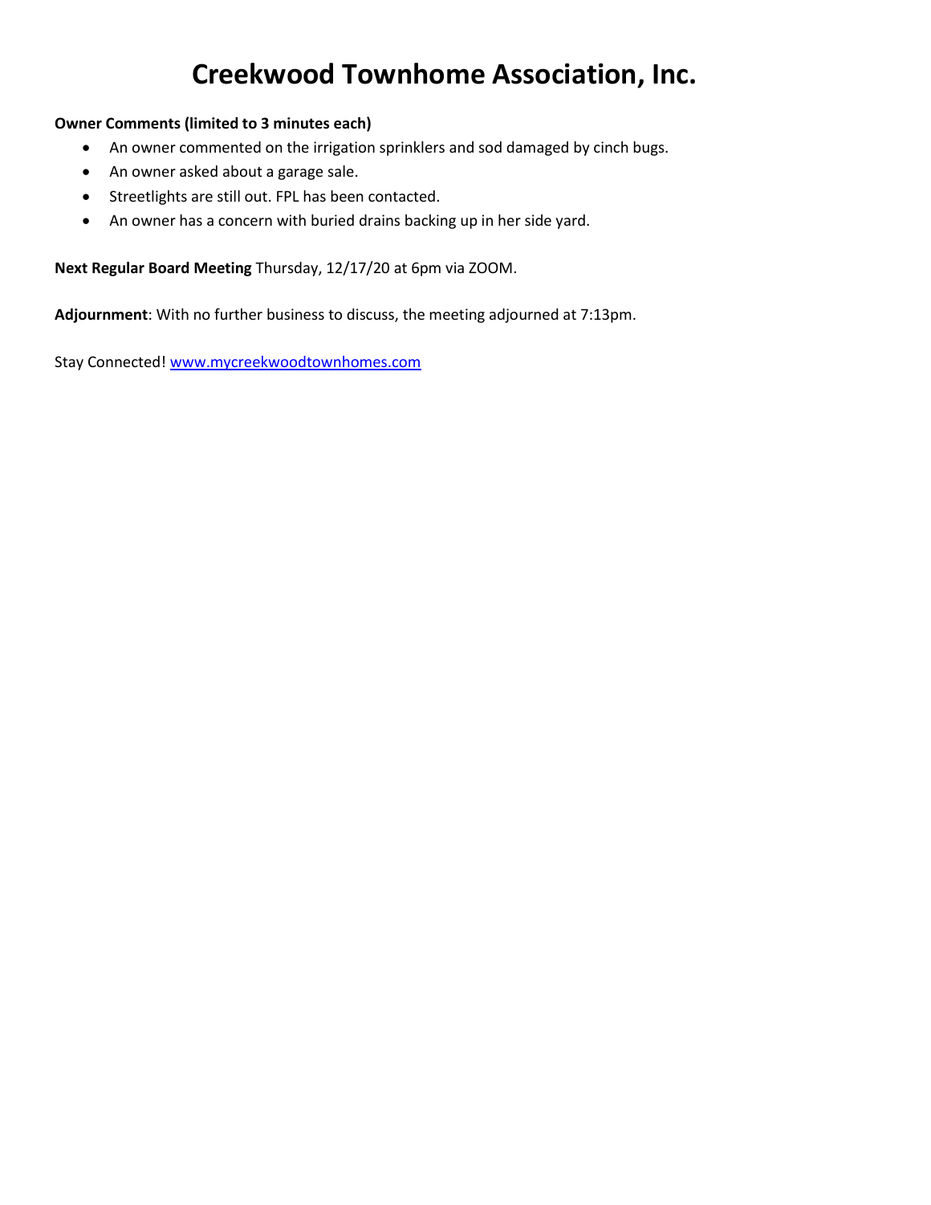# Creekwood Townhome Association, Inc.

**Owner Comments (limited to 3 minutes each)**

- An owner commented on the irrigation sprinklers and sod damaged by cinch bugs.
- An owner asked about a garage sale.
- Streetlights are still out. FPL has been contacted.
- An owner has a concern with buried drains backing up in her side yard.

**Next Regular Board Meeting** Thursday, 12/17/20 at 6pm via ZOOM.

**Adjournment**: With no further business to discuss, the meeting adjourned at 7:13pm.

Stay Connected! [www.mycreekwoodtownhomes.com](http://www.mycreekwoodtownhomes.com)